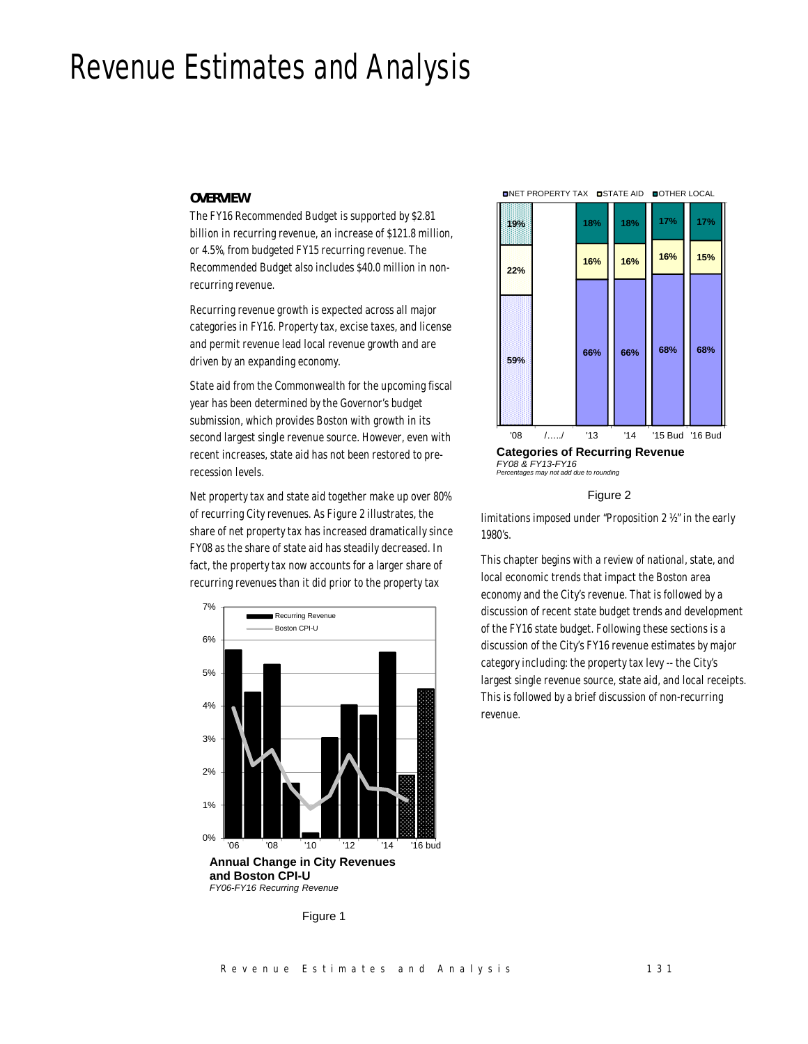# Revenue Estimates and Analysis

## OVERVIEW

The FY16 Recommended Budget is supported by $2.81 billion in recurring revenue, an increase of $121.8 million, or 4.5%, from budgeted FY15 recurring revenue. The Recommended Budget also includes $40.0 million in non-recurring revenue.

Recurring revenue growth is expected across all major categories in FY16. Property tax, excise taxes, and license and permit revenue lead local revenue growth and are driven by an expanding economy.

State aid from the Commonwealth for the upcoming fiscal year has been determined by the Governor's budget submission, which provides Boston with growth in its second largest single revenue source. However, even with recent increases, state aid has not been restored to pre-recession levels.

Net property tax and state aid together make up over 80% of recurring City revenues. As Figure 2 illustrates, the share of net property tax has increased dramatically since FY08 as the share of state aid has steadily decreased. In fact, the property tax now accounts for a larger share of recurring revenues than it did prior to the property tax limitations imposed under "Proposition 2 ½" in the early 1980's.

**Annual Change in City Revenues and Boston CPI-U**
*FY06-FY16 Recurring Revenue*

Figure 1

**Categories of Recurring Revenue**
*FY08 & FY13-FY16*
*Percentages may not add due to rounding*

| | '08 | '13 | '14 | '15 Bud | '16 Bud |
|---|---|---|---|---|---|
| NET PROPERTY TAX | 59% | 66% | 66% | 68% | 68% |
| STATE AID | 22% | 16% | 16% | 16% | 15% |
| OTHER LOCAL | 19% | 18% | 18% | 17% | 17% |

Figure 2

This chapter begins with a review of national, state, and local economic trends that impact the Boston area economy and the City's revenue. That is followed by a discussion of recent state budget trends and development of the FY16 state budget. Following these sections is a discussion of the City's FY16 revenue estimates by major category including: the property tax levy -- the City's largest single revenue source, state aid, and local receipts. This is followed by a brief discussion of non-recurring revenue.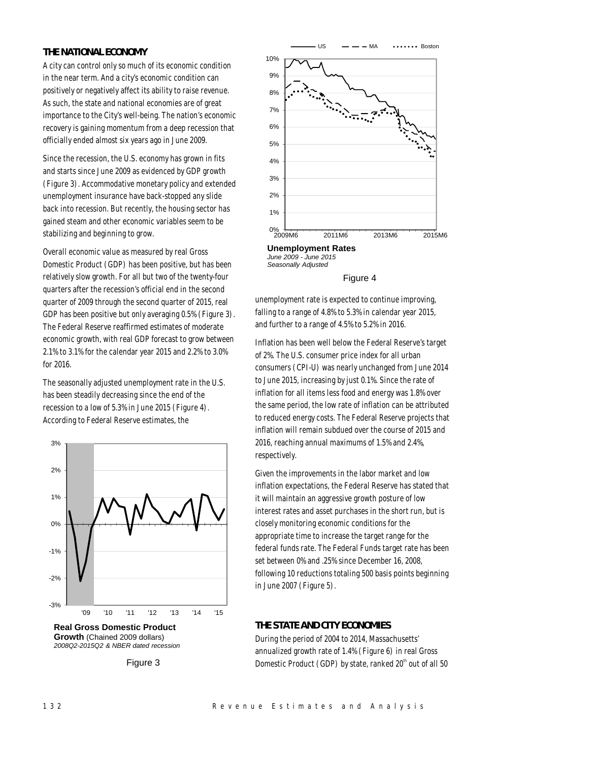## THE NATIONAL ECONOMY

A city can control only so much of its economic condition in the near term. And a city's economic condition can positively or negatively affect its ability to raise revenue. As such, the state and national economies are of great importance to the City's well-being. The nation's economic recovery is gaining momentum from a deep recession that officially ended almost six years ago in June 2009.

Since the recession, the U.S. economy has grown in fits and starts since June 2009 as evidenced by GDP growth (Figure 3). Accommodative monetary policy and extended unemployment insurance have back-stopped any slide back into recession. But recently, the housing sector has gained steam and other economic variables seem to be stabilizing and beginning to grow.

Overall economic value as measured by real Gross Domestic Product (GDP) has been positive, but has been relatively slow growth. For all but two of the twenty-four quarters after the recession's official end in the second quarter of 2009 through the second quarter of 2015, real GDP has been positive but only averaging 0.5% (Figure 3). The Federal Reserve reaffirmed estimates of moderate economic growth, with real GDP forecast to grow between 2.1% to 3.1% for the calendar year 2015 and 2.2% to 3.0% for 2016.

The seasonally adjusted unemployment rate in the U.S. has been steadily decreasing since the end of the recession to a low of 5.3% in June 2015 (Figure 4). According to Federal Reserve estimates, the unemployment rate is expected to continue improving, falling to a range of 4.8% to 5.3% in calendar year 2015, and further to a range of 4.5% to 5.2% in 2016.

**Real Gross Domestic Product Growth** (Chained 2009 dollars)
*2008Q2-2015Q2 & NBER dated recession*

Figure 3

**Unemployment Rates**
*June 2009 - June 2015*
*Seasonally Adjusted*

Figure 4

Inflation has been well below the Federal Reserve's target of 2%. The U.S. consumer price index for all urban consumers (CPI-U) was nearly unchanged from June 2014 to June 2015, increasing by just 0.1%. Since the rate of inflation for all items less food and energy was 1.8% over the same period, the low rate of inflation can be attributed to reduced energy costs. The Federal Reserve projects that inflation will remain subdued over the course of 2015 and 2016, reaching annual maximums of 1.5% and 2.4%, respectively.

Given the improvements in the labor market and low inflation expectations, the Federal Reserve has stated that it will maintain an aggressive growth posture of low interest rates and asset purchases in the short run, but is closely monitoring economic conditions for the appropriate time to increase the target range for the federal funds rate. The Federal Funds target rate has been set between 0% and .25% since December 16, 2008, following 10 reductions totaling 500 basis points beginning in June 2007 (Figure 5).

## THE STATE AND CITY ECONOMIES

During the period of 2004 to 2014, Massachusetts' annualized growth rate of 1.4% (Figure 6) in real Gross Domestic Product (GDP) by state, ranked 20th out of all 50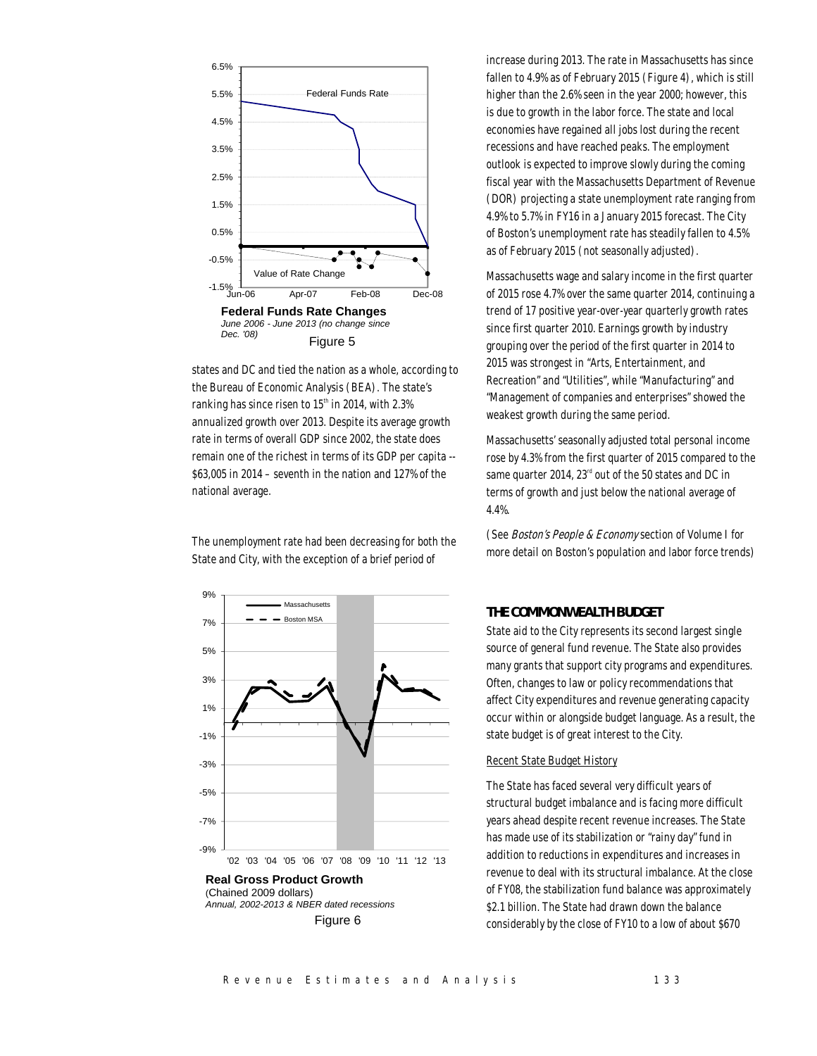Federal Funds Rate Changes
*June 2006 - June 2013 (no change since Dec. '08)*
Figure 5

states and DC and tied the nation as a whole, according to the Bureau of Economic Analysis (BEA). The state's ranking has since risen to 15th in 2014, with 2.3% annualized growth over 2013. Despite its average growth rate in terms of overall GDP since 2002, the state does remain one of the richest in terms of its GDP per capita -- $63,005 in 2014 – seventh in the nation and 127% of the national average.

The unemployment rate had been decreasing for both the State and City, with the exception of a brief period of increase during 2013. The rate in Massachusetts has since fallen to 4.9% as of February 2015 (Figure 4), which is still higher than the 2.6% seen in the year 2000; however, this is due to growth in the labor force. The state and local economies have regained all jobs lost during the recent recessions and have reached peaks. The employment outlook is expected to improve slowly during the coming fiscal year with the Massachusetts Department of Revenue (DOR) projecting a state unemployment rate ranging from 4.9% to 5.7% in FY16 in a January 2015 forecast. The City of Boston's unemployment rate has steadily fallen to 4.5% as of February 2015 (not seasonally adjusted).

Real Gross Product Growth
(Chained 2009 dollars)
*Annual, 2002-2013 & NBER dated recessions*
Figure 6

Massachusetts wage and salary income in the first quarter of 2015 rose 4.7% over the same quarter 2014, continuing a trend of 17 positive year-over-year quarterly growth rates since first quarter 2010. Earnings growth by industry grouping over the period of the first quarter in 2014 to 2015 was strongest in "Arts, Entertainment, and Recreation" and "Utilities", while "Manufacturing" and "Management of companies and enterprises" showed the weakest growth during the same period.

Massachusetts' seasonally adjusted total personal income rose by 4.3% from the first quarter of 2015 compared to the same quarter 2014, 23rd out of the 50 states and DC in terms of growth and just below the national average of 4.4%.

(See *Boston's People & Economy* section of Volume I for more detail on Boston's population and labor force trends)

## THE COMMONWEALTH BUDGET

State aid to the City represents its second largest single source of general fund revenue. The State also provides many grants that support city programs and expenditures. Often, changes to law or policy recommendations that affect City expenditures and revenue generating capacity occur within or alongside budget language. As a result, the state budget is of great interest to the City.

### Recent State Budget History

The State has faced several very difficult years of structural budget imbalance and is facing more difficult years ahead despite recent revenue increases. The State has made use of its stabilization or "rainy day" fund in addition to reductions in expenditures and increases in revenue to deal with its structural imbalance. At the close of FY08, the stabilization fund balance was approximately $2.1 billion. The State had drawn down the balance considerably by the close of FY10 to a low of about $670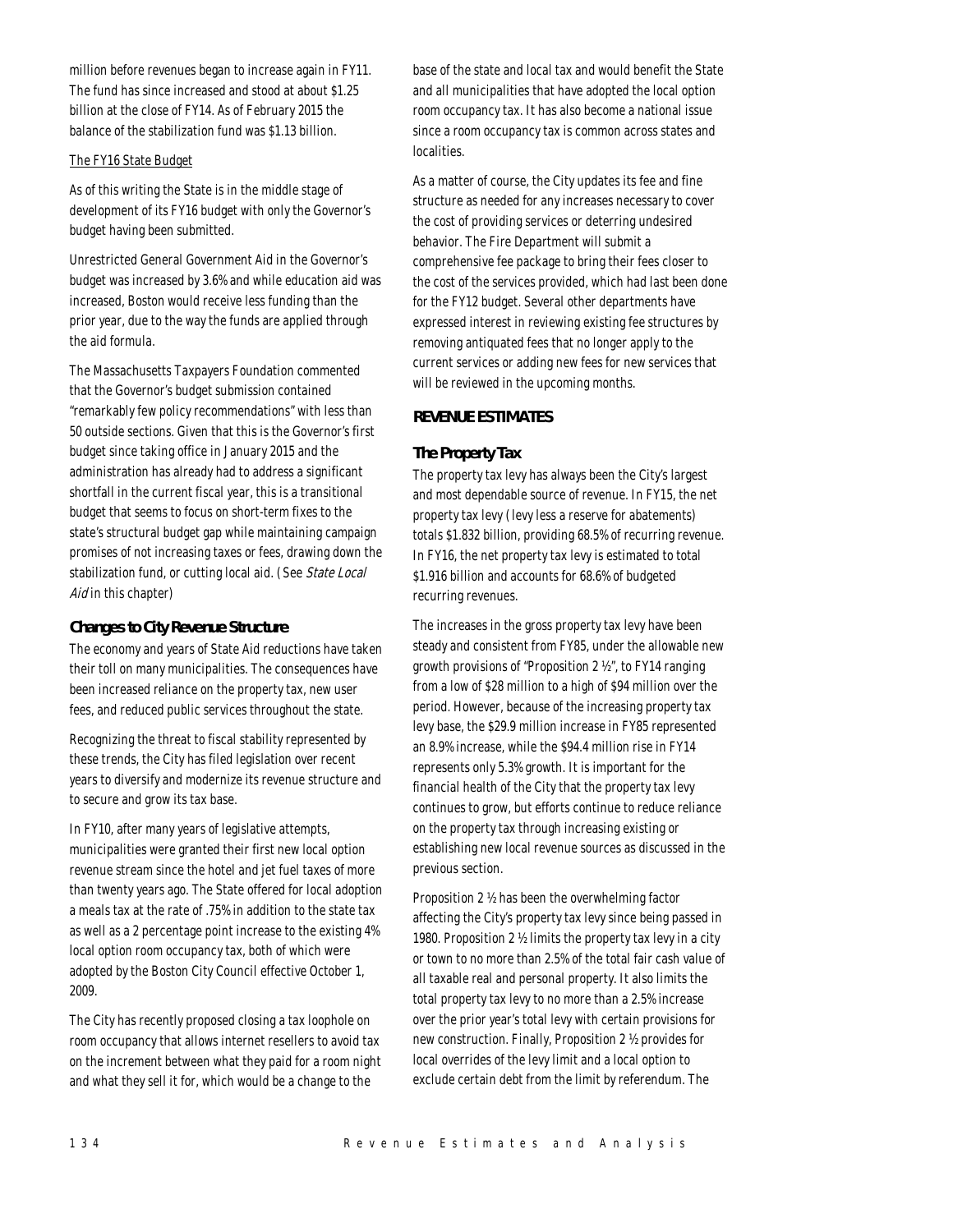million before revenues began to increase again in FY11. The fund has since increased and stood at about $1.25 billion at the close of FY14. As of February 2015 the balance of the stabilization fund was $1.13 billion.

The FY16 State Budget

As of this writing the State is in the middle stage of development of its FY16 budget with only the Governor's budget having been submitted.

Unrestricted General Government Aid in the Governor's budget was increased by 3.6% and while education aid was increased, Boston would receive less funding than the prior year, due to the way the funds are applied through the aid formula.

The Massachusetts Taxpayers Foundation commented that the Governor's budget submission contained "remarkably few policy recommendations" with less than 50 outside sections. Given that this is the Governor's first budget since taking office in January 2015 and the administration has already had to address a significant shortfall in the current fiscal year, this is a transitional budget that seems to focus on short-term fixes to the state's structural budget gap while maintaining campaign promises of not increasing taxes or fees, drawing down the stabilization fund, or cutting local aid. (See *State Local Aid* in this chapter)

### Changes to City Revenue Structure

The economy and years of State Aid reductions have taken their toll on many municipalities. The consequences have been increased reliance on the property tax, new user fees, and reduced public services throughout the state.

Recognizing the threat to fiscal stability represented by these trends, the City has filed legislation over recent years to diversify and modernize its revenue structure and to secure and grow its tax base.

In FY10, after many years of legislative attempts, municipalities were granted their first new local option revenue stream since the hotel and jet fuel taxes of more than twenty years ago. The State offered for local adoption a meals tax at the rate of .75% in addition to the state tax as well as a 2 percentage point increase to the existing 4% local option room occupancy tax, both of which were adopted by the Boston City Council effective October 1, 2009.

The City has recently proposed closing a tax loophole on room occupancy that allows internet resellers to avoid tax on the increment between what they paid for a room night and what they sell it for, which would be a change to the base of the state and local tax and would benefit the State and all municipalities that have adopted the local option room occupancy tax. It has also become a national issue since a room occupancy tax is common across states and localities.

As a matter of course, the City updates its fee and fine structure as needed for any increases necessary to cover the cost of providing services or deterring undesired behavior. The Fire Department will submit a comprehensive fee package to bring their fees closer to the cost of the services provided, which had last been done for the FY12 budget. Several other departments have expressed interest in reviewing existing fee structures by removing antiquated fees that no longer apply to the current services or adding new fees for new services that will be reviewed in the upcoming months.

## REVENUE ESTIMATES

### The Property Tax

The property tax levy has always been the City's largest and most dependable source of revenue. In FY15, the net property tax levy (levy less a reserve for abatements) totals $1.832 billion, providing 68.5% of recurring revenue. In FY16, the net property tax levy is estimated to total $1.916 billion and accounts for 68.6% of budgeted recurring revenues.

The increases in the gross property tax levy have been steady and consistent from FY85, under the allowable new growth provisions of "Proposition 2 ½", to FY14 ranging from a low of $28 million to a high of $94 million over the period. However, because of the increasing property tax levy base, the $29.9 million increase in FY85 represented an 8.9% increase, while the $94.4 million rise in FY14 represents only 5.3% growth. It is important for the financial health of the City that the property tax levy continues to grow, but efforts continue to reduce reliance on the property tax through increasing existing or establishing new local revenue sources as discussed in the previous section.

Proposition 2 ½ has been the overwhelming factor affecting the City's property tax levy since being passed in 1980. Proposition 2 ½ limits the property tax levy in a city or town to no more than 2.5% of the total fair cash value of all taxable real and personal property. It also limits the total property tax levy to no more than a 2.5% increase over the prior year's total levy with certain provisions for new construction. Finally, Proposition 2 ½ provides for local overrides of the levy limit and a local option to exclude certain debt from the limit by referendum. The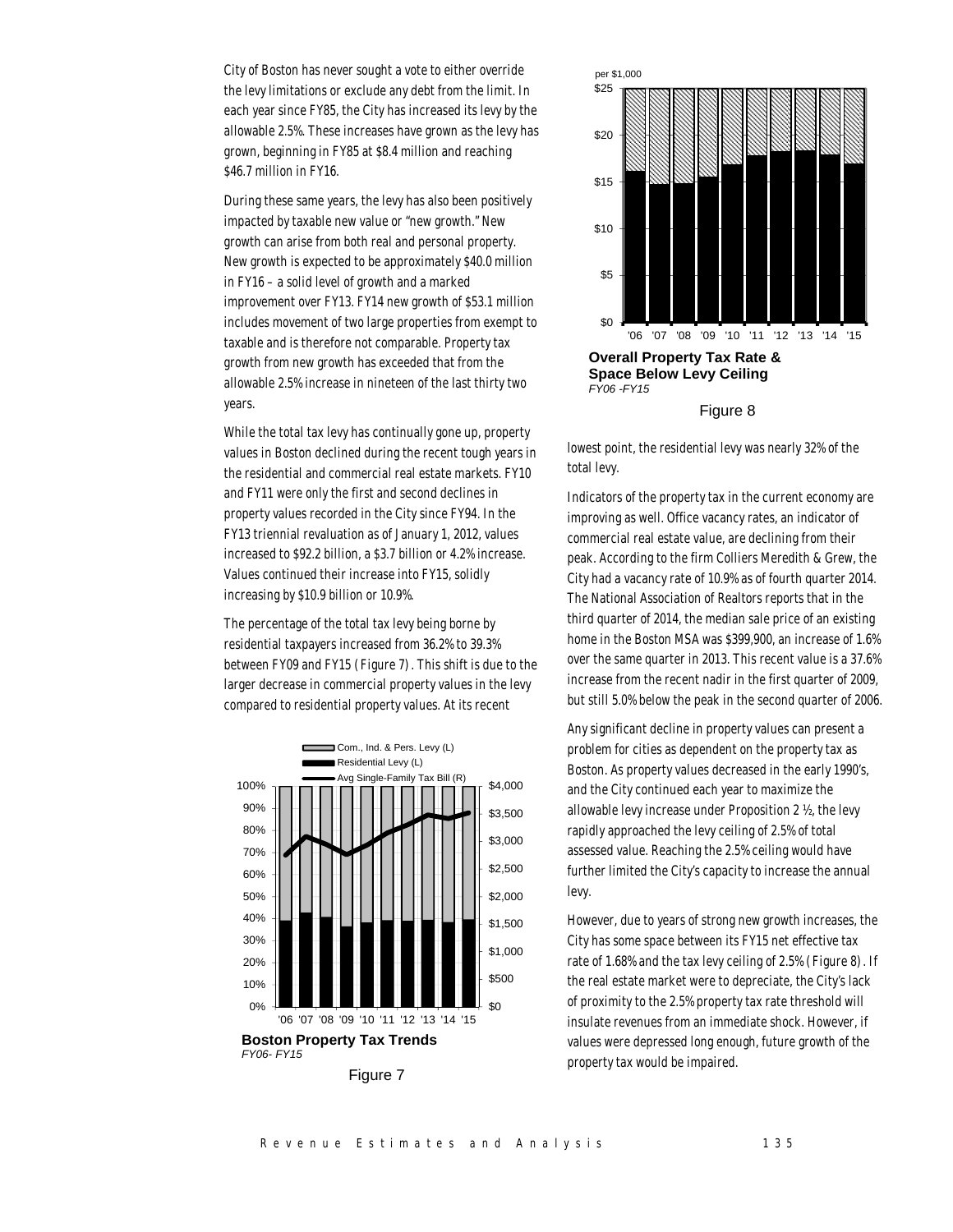City of Boston has never sought a vote to either override the levy limitations or exclude any debt from the limit. In each year since FY85, the City has increased its levy by the allowable 2.5%. These increases have grown as the levy has grown, beginning in FY85 at $8.4 million and reaching $46.7 million in FY16.

During these same years, the levy has also been positively impacted by taxable new value or "new growth." New growth can arise from both real and personal property. New growth is expected to be approximately $40.0 million in FY16 – a solid level of growth and a marked improvement over FY13. FY14 new growth of $53.1 million includes movement of two large properties from exempt to taxable and is therefore not comparable. Property tax growth from new growth has exceeded that from the allowable 2.5% increase in nineteen of the last thirty two years.

While the total tax levy has continually gone up, property values in Boston declined during the recent tough years in the residential and commercial real estate markets. FY10 and FY11 were only the first and second declines in property values recorded in the City since FY94. In the FY13 triennial revaluation as of January 1, 2012, values increased to $92.2 billion, a $3.7 billion or 4.2% increase. Values continued their increase into FY15, solidly increasing by $10.9 billion or 10.9%.

The percentage of the total tax levy being borne by residential taxpayers increased from 36.2% to 39.3% between FY09 and FY15 (Figure 7). This shift is due to the larger decrease in commercial property values in the levy compared to residential property values. At its recent lowest point, the residential levy was nearly 32% of the total levy.

**Boston Property Tax Trends**
*FY06- FY15*

Figure 7

Indicators of the property tax in the current economy are improving as well. Office vacancy rates, an indicator of commercial real estate value, are declining from their peak. According to the firm Colliers Meredith & Grew, the City had a vacancy rate of 10.9% as of fourth quarter 2014. The National Association of Realtors reports that in the third quarter of 2014, the median sale price of an existing home in the Boston MSA was $399,900, an increase of 1.6% over the same quarter in 2013. This recent value is a 37.6% increase from the recent nadir in the first quarter of 2009, but still 5.0% below the peak in the second quarter of 2006.

Any significant decline in property values can present a problem for cities as dependent on the property tax as Boston. As property values decreased in the early 1990's, and the City continued each year to maximize the allowable levy increase under Proposition 2 ½, the levy rapidly approached the levy ceiling of 2.5% of total assessed value. Reaching the 2.5% ceiling would have further limited the City's capacity to increase the annual levy.

However, due to years of strong new growth increases, the City has some space between its FY15 net effective tax rate of 1.68% and the tax levy ceiling of 2.5% (Figure 8). If the real estate market were to depreciate, the City's lack of proximity to the 2.5% property tax rate threshold will insulate revenues from an immediate shock. However, if values were depressed long enough, future growth of the property tax would be impaired.

**Overall Property Tax Rate & Space Below Levy Ceiling**
*FY06 -FY15*

Figure 8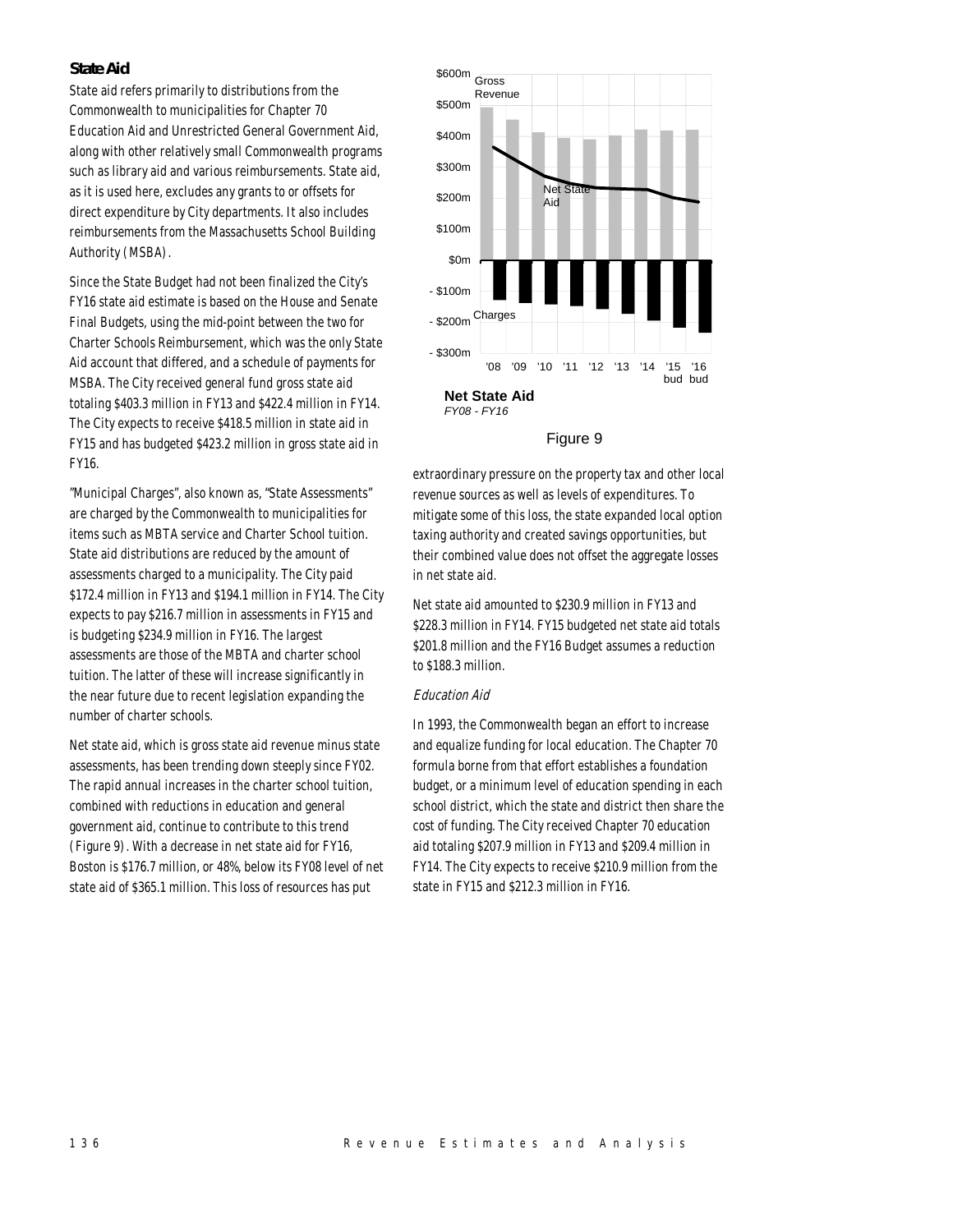### State Aid

State aid refers primarily to distributions from the Commonwealth to municipalities for Chapter 70 Education Aid and Unrestricted General Government Aid, along with other relatively small Commonwealth programs such as library aid and various reimbursements. State aid, as it is used here, excludes any grants to or offsets for direct expenditure by City departments. It also includes reimbursements from the Massachusetts School Building Authority (MSBA).

Since the State Budget had not been finalized the City's FY16 state aid estimate is based on the House and Senate Final Budgets, using the mid-point between the two for Charter Schools Reimbursement, which was the only State Aid account that differed, and a schedule of payments for MSBA. The City received general fund gross state aid totaling $403.3 million in FY13 and $422.4 million in FY14. The City expects to receive $418.5 million in state aid in FY15 and has budgeted $423.2 million in gross state aid in FY16.

"Municipal Charges", also known as, "State Assessments" are charged by the Commonwealth to municipalities for items such as MBTA service and Charter School tuition. State aid distributions are reduced by the amount of assessments charged to a municipality. The City paid $172.4 million in FY13 and $194.1 million in FY14. The City expects to pay $216.7 million in assessments in FY15 and is budgeting $234.9 million in FY16. The largest assessments are those of the MBTA and charter school tuition. The latter of these will increase significantly in the near future due to recent legislation expanding the number of charter schools.

Net state aid, which is gross state aid revenue minus state assessments, has been trending down steeply since FY02. The rapid annual increases in the charter school tuition, combined with reductions in education and general government aid, continue to contribute to this trend (Figure 9). With a decrease in net state aid for FY16, Boston is $176.7 million, or 48%, below its FY08 level of net state aid of $365.1 million. This loss of resources has put extraordinary pressure on the property tax and other local revenue sources as well as levels of expenditures. To mitigate some of this loss, the state expanded local option taxing authority and created savings opportunities, but their combined value does not offset the aggregate losses in net state aid.

**Net State Aid**
*FY08 - FY16*

Figure 9

Net state aid amounted to $230.9 million in FY13 and $228.3 million in FY14. FY15 budgeted net state aid totals $201.8 million and the FY16 Budget assumes a reduction to $188.3 million.

#### *Education Aid*

In 1993, the Commonwealth began an effort to increase and equalize funding for local education. The Chapter 70 formula borne from that effort establishes a foundation budget, or a minimum level of education spending in each school district, which the state and district then share the cost of funding. The City received Chapter 70 education aid totaling $207.9 million in FY13 and $209.4 million in FY14. The City expects to receive $210.9 million from the state in FY15 and $212.3 million in FY16.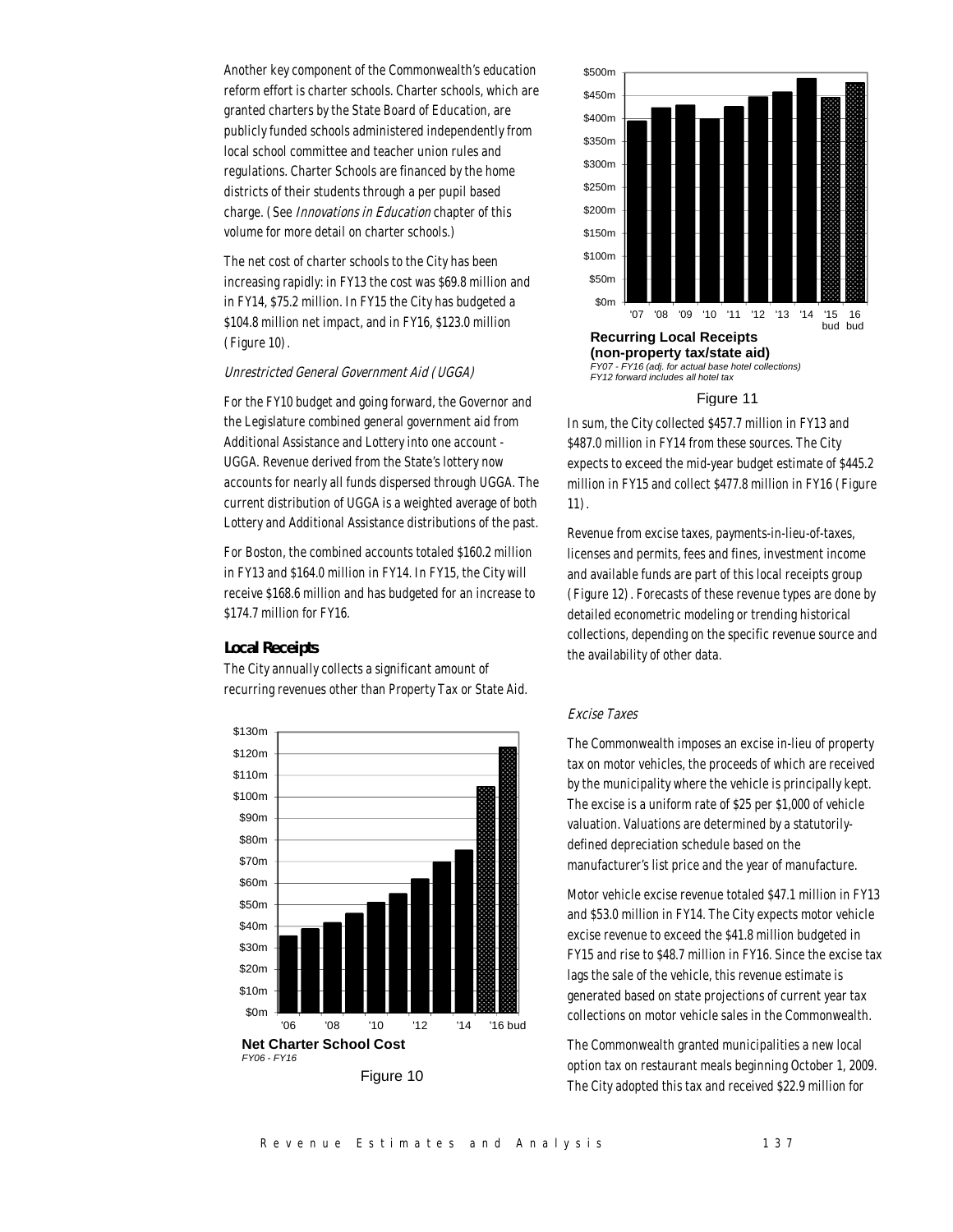Another key component of the Commonwealth's education reform effort is charter schools. Charter schools, which are granted charters by the State Board of Education, are publicly funded schools administered independently from local school committee and teacher union rules and regulations. Charter Schools are financed by the home districts of their students through a per pupil based charge. (See *Innovations in Education* chapter of this volume for more detail on charter schools.)

The net cost of charter schools to the City has been increasing rapidly: in FY13 the cost was $69.8 million and in FY14, $75.2 million. In FY15 the City has budgeted a $104.8 million net impact, and in FY16, $123.0 million (Figure 10).

*Unrestricted General Government Aid (UGGA)*

For the FY10 budget and going forward, the Governor and the Legislature combined general government aid from Additional Assistance and Lottery into one account - UGGA. Revenue derived from the State's lottery now accounts for nearly all funds dispersed through UGGA. The current distribution of UGGA is a weighted average of both Lottery and Additional Assistance distributions of the past.

For Boston, the combined accounts totaled $160.2 million in FY13 and $164.0 million in FY14. In FY15, the City will receive $168.6 million and has budgeted for an increase to $174.7 million for FY16.

### Local Receipts

The City annually collects a significant amount of recurring revenues other than Property Tax or State Aid.

**Net Charter School Cost**
*FY06 - FY16*

Figure 10

**Recurring Local Receipts (non-property tax/state aid)**
*FY07 - FY16 (adj. for actual base hotel collections)*
*FY12 forward includes all hotel tax*

Figure 11

In sum, the City collected $457.7 million in FY13 and $487.0 million in FY14 from these sources. The City expects to exceed the mid-year budget estimate of $445.2 million in FY15 and collect $477.8 million in FY16 (Figure 11).

Revenue from excise taxes, payments-in-lieu-of-taxes, licenses and permits, fees and fines, investment income and available funds are part of this local receipts group (Figure 12). Forecasts of these revenue types are done by detailed econometric modeling or trending historical collections, depending on the specific revenue source and the availability of other data.

*Excise Taxes*

The Commonwealth imposes an excise in-lieu of property tax on motor vehicles, the proceeds of which are received by the municipality where the vehicle is principally kept. The excise is a uniform rate of $25 per $1,000 of vehicle valuation. Valuations are determined by a statutorily-defined depreciation schedule based on the manufacturer's list price and the year of manufacture.

Motor vehicle excise revenue totaled $47.1 million in FY13 and $53.0 million in FY14. The City expects motor vehicle excise revenue to exceed the $41.8 million budgeted in FY15 and rise to $48.7 million in FY16. Since the excise tax lags the sale of the vehicle, this revenue estimate is generated based on state projections of current year tax collections on motor vehicle sales in the Commonwealth.

The Commonwealth granted municipalities a new local option tax on restaurant meals beginning October 1, 2009. The City adopted this tax and received $22.9 million for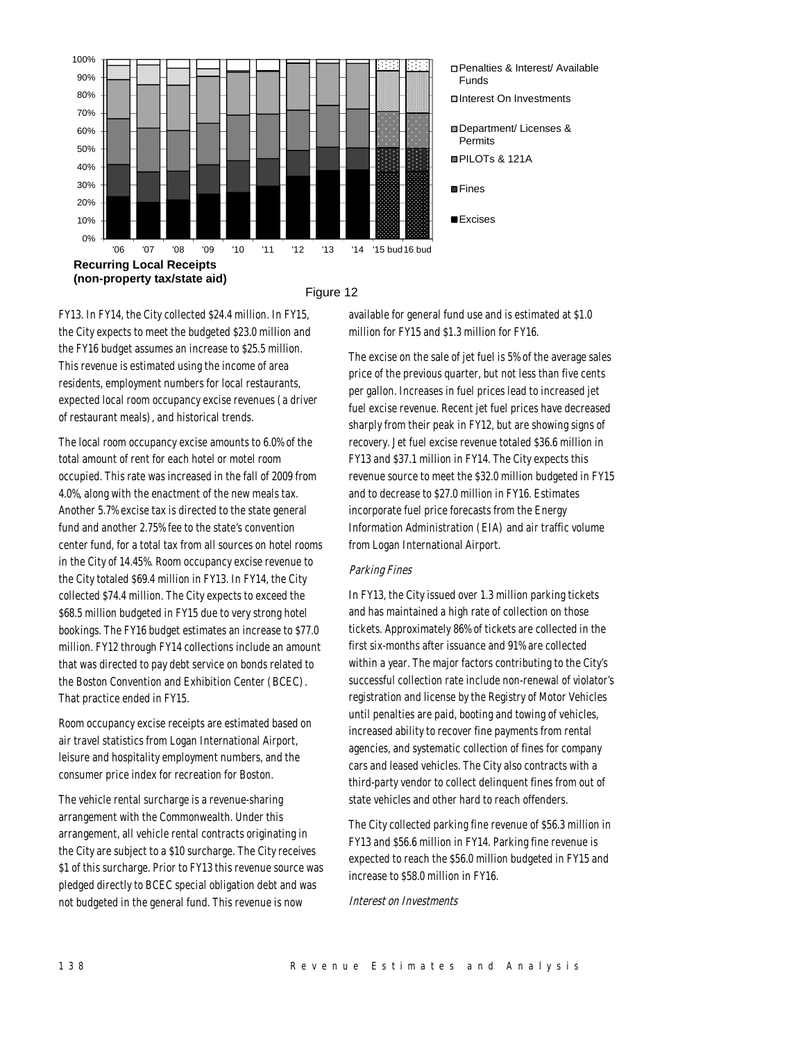Recurring Local Receipts (non-property tax/state aid)

Figure 12

FY13. In FY14, the City collected $24.4 million. In FY15, the City expects to meet the budgeted $23.0 million and the FY16 budget assumes an increase to $25.5 million. This revenue is estimated using the income of area residents, employment numbers for local restaurants, expected local room occupancy excise revenues (a driver of restaurant meals), and historical trends.

The local room occupancy excise amounts to 6.0% of the total amount of rent for each hotel or motel room occupied. This rate was increased in the fall of 2009 from 4.0%, along with the enactment of the new meals tax. Another 5.7% excise tax is directed to the state general fund and another 2.75% fee to the state's convention center fund, for a total tax from all sources on hotel rooms in the City of 14.45%. Room occupancy excise revenue to the City totaled $69.4 million in FY13. In FY14, the City collected $74.4 million. The City expects to exceed the $68.5 million budgeted in FY15 due to very strong hotel bookings. The FY16 budget estimates an increase to $77.0 million. FY12 through FY14 collections include an amount that was directed to pay debt service on bonds related to the Boston Convention and Exhibition Center (BCEC). That practice ended in FY15.

Room occupancy excise receipts are estimated based on air travel statistics from Logan International Airport, leisure and hospitality employment numbers, and the consumer price index for recreation for Boston.

The vehicle rental surcharge is a revenue-sharing arrangement with the Commonwealth. Under this arrangement, all vehicle rental contracts originating in the City are subject to a $10 surcharge. The City receives $1 of this surcharge. Prior to FY13 this revenue source was pledged directly to BCEC special obligation debt and was not budgeted in the general fund. This revenue is now available for general fund use and is estimated at $1.0 million for FY15 and $1.3 million for FY16.

The excise on the sale of jet fuel is 5% of the average sales price of the previous quarter, but not less than five cents per gallon. Increases in fuel prices lead to increased jet fuel excise revenue. Recent jet fuel prices have decreased sharply from their peak in FY12, but are showing signs of recovery. Jet fuel excise revenue totaled $36.6 million in FY13 and $37.1 million in FY14. The City expects this revenue source to meet the $32.0 million budgeted in FY15 and to decrease to $27.0 million in FY16. Estimates incorporate fuel price forecasts from the Energy Information Administration (EIA) and air traffic volume from Logan International Airport.

*Parking Fines*

In FY13, the City issued over 1.3 million parking tickets and has maintained a high rate of collection on those tickets. Approximately 86% of tickets are collected in the first six-months after issuance and 91% are collected within a year. The major factors contributing to the City's successful collection rate include non-renewal of violator's registration and license by the Registry of Motor Vehicles until penalties are paid, booting and towing of vehicles, increased ability to recover fine payments from rental agencies, and systematic collection of fines for company cars and leased vehicles. The City also contracts with a third-party vendor to collect delinquent fines from out of state vehicles and other hard to reach offenders.

The City collected parking fine revenue of $56.3 million in FY13 and $56.6 million in FY14. Parking fine revenue is expected to reach the $56.0 million budgeted in FY15 and increase to $58.0 million in FY16.

*Interest on Investments*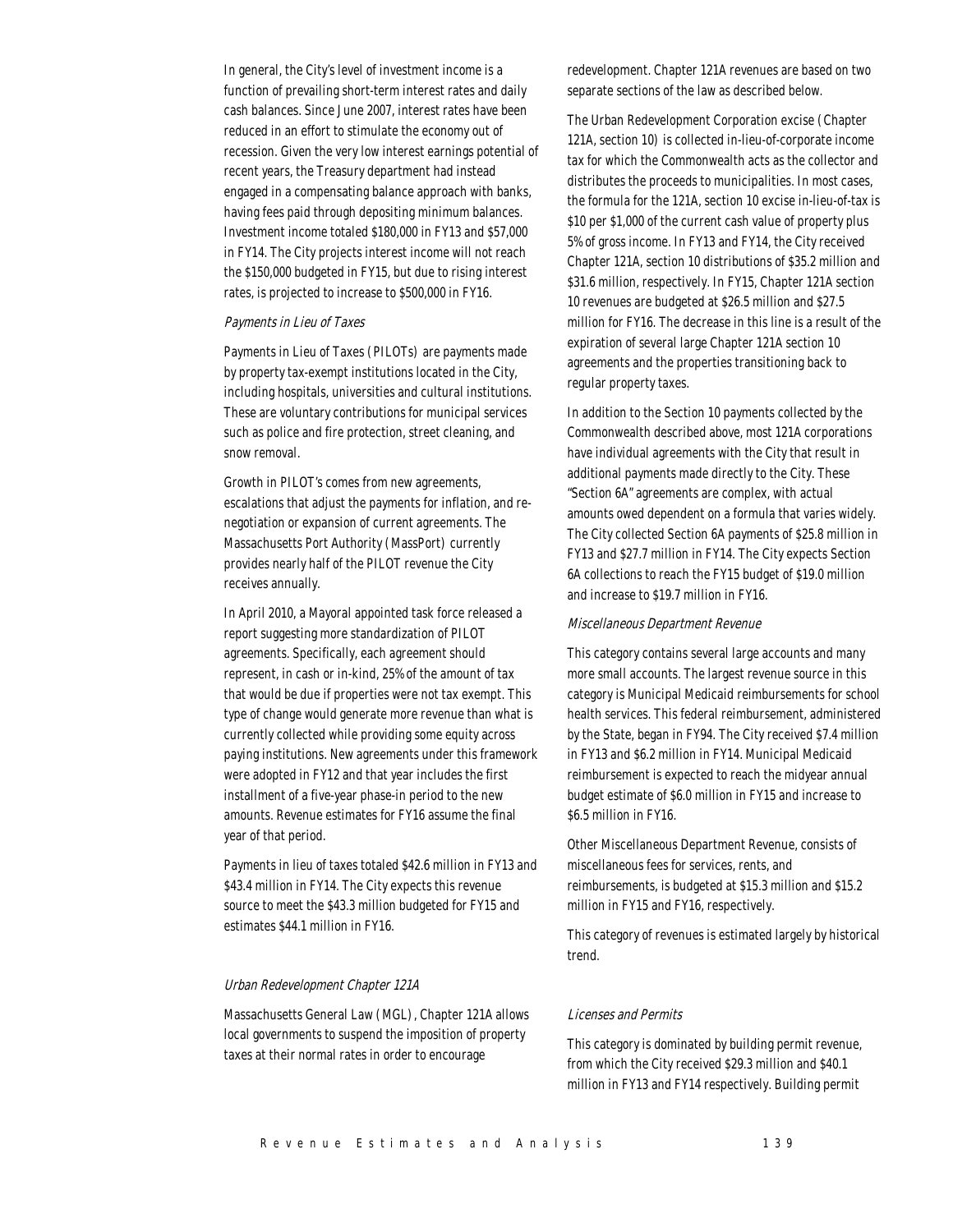In general, the City's level of investment income is a function of prevailing short-term interest rates and daily cash balances. Since June 2007, interest rates have been reduced in an effort to stimulate the economy out of recession. Given the very low interest earnings potential of recent years, the Treasury department had instead engaged in a compensating balance approach with banks, having fees paid through depositing minimum balances. Investment income totaled $180,000 in FY13 and $57,000 in FY14. The City projects interest income will not reach the $150,000 budgeted in FY15, but due to rising interest rates, is projected to increase to $500,000 in FY16.

### *Payments in Lieu of Taxes*

Payments in Lieu of Taxes (PILOTs) are payments made by property tax-exempt institutions located in the City, including hospitals, universities and cultural institutions. These are voluntary contributions for municipal services such as police and fire protection, street cleaning, and snow removal.

Growth in PILOT's comes from new agreements, escalations that adjust the payments for inflation, and re-negotiation or expansion of current agreements. The Massachusetts Port Authority (MassPort) currently provides nearly half of the PILOT revenue the City receives annually.

In April 2010, a Mayoral appointed task force released a report suggesting more standardization of PILOT agreements. Specifically, each agreement should represent, in cash or in-kind, 25% of the amount of tax that would be due if properties were not tax exempt. This type of change would generate more revenue than what is currently collected while providing some equity across paying institutions. New agreements under this framework were adopted in FY12 and that year includes the first installment of a five-year phase-in period to the new amounts. Revenue estimates for FY16 assume the final year of that period.

Payments in lieu of taxes totaled $42.6 million in FY13 and $43.4 million in FY14. The City expects this revenue source to meet the $43.3 million budgeted for FY15 and estimates $44.1 million in FY16.

### *Urban Redevelopment Chapter 121A*

Massachusetts General Law (MGL), Chapter 121A allows local governments to suspend the imposition of property taxes at their normal rates in order to encourage redevelopment. Chapter 121A revenues are based on two separate sections of the law as described below.

The Urban Redevelopment Corporation excise (Chapter 121A, section 10) is collected in-lieu-of-corporate income tax for which the Commonwealth acts as the collector and distributes the proceeds to municipalities. In most cases, the formula for the 121A, section 10 excise in-lieu-of-tax is $10 per $1,000 of the current cash value of property plus 5% of gross income. In FY13 and FY14, the City received Chapter 121A, section 10 distributions of $35.2 million and $31.6 million, respectively. In FY15, Chapter 121A section 10 revenues are budgeted at $26.5 million and $27.5 million for FY16. The decrease in this line is a result of the expiration of several large Chapter 121A section 10 agreements and the properties transitioning back to regular property taxes.

In addition to the Section 10 payments collected by the Commonwealth described above, most 121A corporations have individual agreements with the City that result in additional payments made directly to the City. These "Section 6A" agreements are complex, with actual amounts owed dependent on a formula that varies widely. The City collected Section 6A payments of $25.8 million in FY13 and $27.7 million in FY14. The City expects Section 6A collections to reach the FY15 budget of $19.0 million and increase to $19.7 million in FY16.

### *Miscellaneous Department Revenue*

This category contains several large accounts and many more small accounts. The largest revenue source in this category is Municipal Medicaid reimbursements for school health services. This federal reimbursement, administered by the State, began in FY94. The City received $7.4 million in FY13 and $6.2 million in FY14. Municipal Medicaid reimbursement is expected to reach the midyear annual budget estimate of $6.0 million in FY15 and increase to $6.5 million in FY16.

Other Miscellaneous Department Revenue, consists of miscellaneous fees for services, rents, and reimbursements, is budgeted at $15.3 million and $15.2 million in FY15 and FY16, respectively.

This category of revenues is estimated largely by historical trend.

### *Licenses and Permits*

This category is dominated by building permit revenue, from which the City received $29.3 million and $40.1 million in FY13 and FY14 respectively. Building permit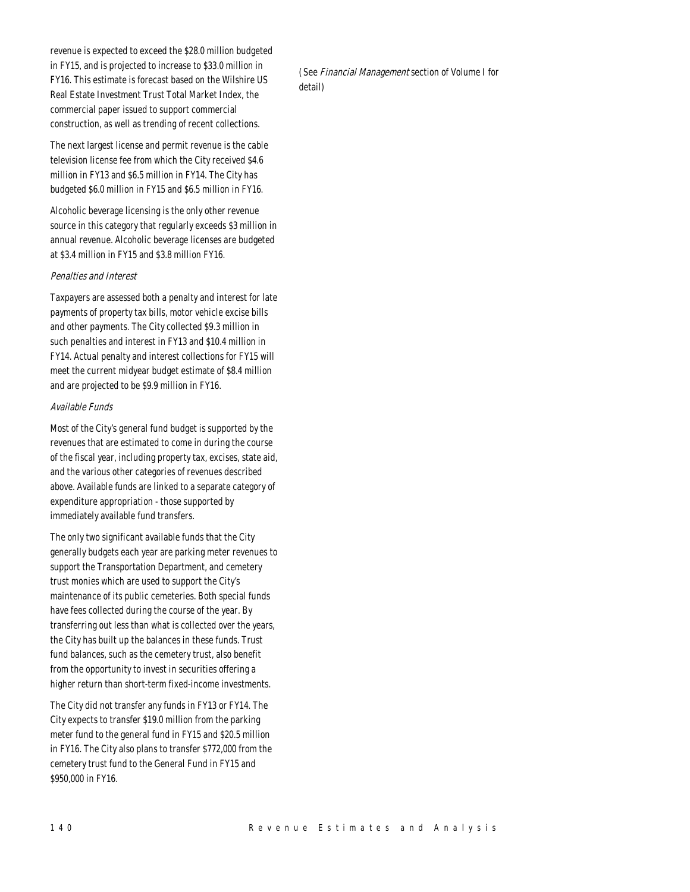revenue is expected to exceed the $28.0 million budgeted in FY15, and is projected to increase to $33.0 million in FY16. This estimate is forecast based on the Wilshire US Real Estate Investment Trust Total Market Index, the commercial paper issued to support commercial construction, as well as trending of recent collections.

The next largest license and permit revenue is the cable television license fee from which the City received $4.6 million in FY13 and $6.5 million in FY14. The City has budgeted $6.0 million in FY15 and $6.5 million in FY16.

Alcoholic beverage licensing is the only other revenue source in this category that regularly exceeds $3 million in annual revenue. Alcoholic beverage licenses are budgeted at $3.4 million in FY15 and $3.8 million FY16.

*Penalties and Interest*

Taxpayers are assessed both a penalty and interest for late payments of property tax bills, motor vehicle excise bills and other payments. The City collected $9.3 million in such penalties and interest in FY13 and $10.4 million in FY14. Actual penalty and interest collections for FY15 will meet the current midyear budget estimate of $8.4 million and are projected to be $9.9 million in FY16.

*Available Funds*

Most of the City's general fund budget is supported by the revenues that are estimated to come in during the course of the fiscal year, including property tax, excises, state aid, and the various other categories of revenues described above. Available funds are linked to a separate category of expenditure appropriation - those supported by immediately available fund transfers.

The only two significant available funds that the City generally budgets each year are parking meter revenues to support the Transportation Department, and cemetery trust monies which are used to support the City's maintenance of its public cemeteries. Both special funds have fees collected during the course of the year. By transferring out less than what is collected over the years, the City has built up the balances in these funds. Trust fund balances, such as the cemetery trust, also benefit from the opportunity to invest in securities offering a higher return than short-term fixed-income investments.

The City did not transfer any funds in FY13 or FY14. The City expects to transfer $19.0 million from the parking meter fund to the general fund in FY15 and $20.5 million in FY16. The City also plans to transfer $772,000 from the cemetery trust fund to the General Fund in FY15 and $950,000 in FY16.

(See *Financial Management* section of Volume I for detail)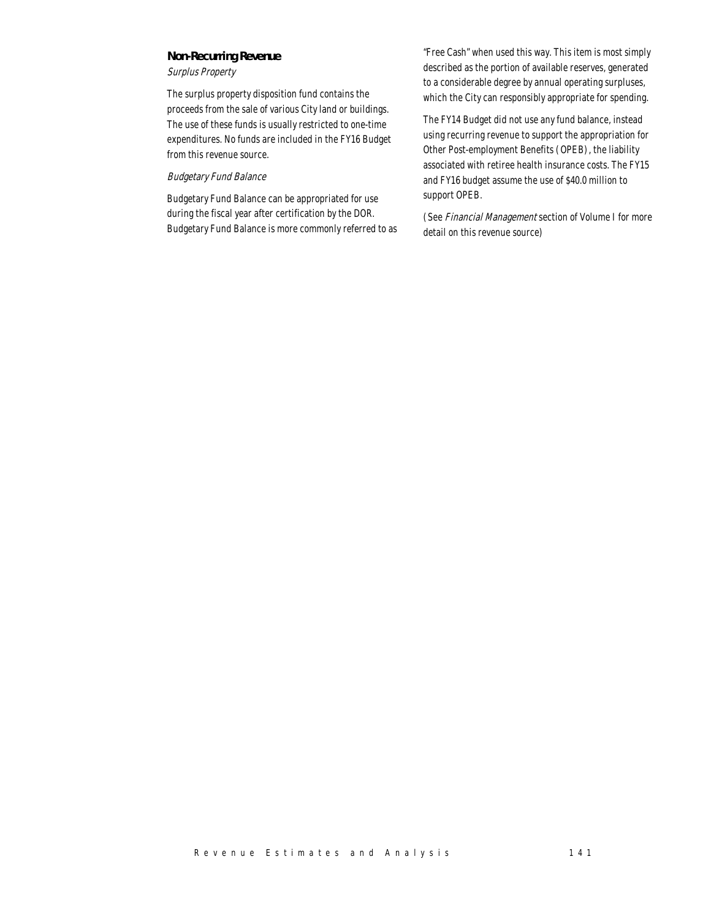### Non-Recurring Revenue

*Surplus Property*

The surplus property disposition fund contains the proceeds from the sale of various City land or buildings. The use of these funds is usually restricted to one-time expenditures. No funds are included in the FY16 Budget from this revenue source.

*Budgetary Fund Balance*

Budgetary Fund Balance can be appropriated for use during the fiscal year after certification by the DOR. Budgetary Fund Balance is more commonly referred to as "Free Cash" when used this way. This item is most simply described as the portion of available reserves, generated to a considerable degree by annual operating surpluses, which the City can responsibly appropriate for spending.

The FY14 Budget did not use any fund balance, instead using recurring revenue to support the appropriation for Other Post-employment Benefits (OPEB), the liability associated with retiree health insurance costs. The FY15 and FY16 budget assume the use of $40.0 million to support OPEB.

(See *Financial Management* section of Volume I for more detail on this revenue source)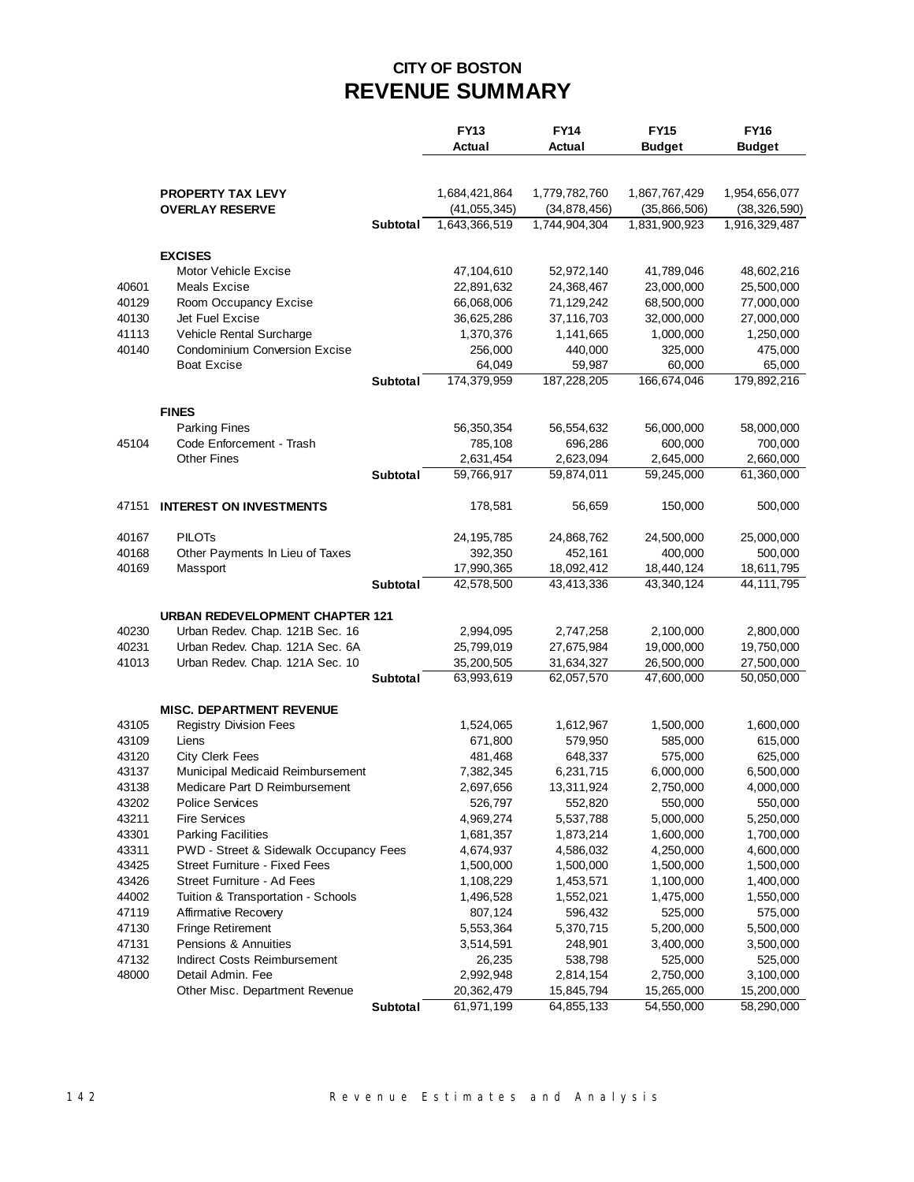## CITY OF BOSTON
# REVENUE SUMMARY

| | | | FY13 Actual | FY14 Actual | FY15 Budget | FY16 Budget |
|---|---|---|---|---|---|---|
| | **PROPERTY TAX LEVY** | | 1,684,421,864 | 1,779,782,760 | 1,867,767,429 | 1,954,656,077 |
| | **OVERLAY RESERVE** | | (41,055,345) | (34,878,456) | (35,866,506) | (38,326,590) |
| | | **Subtotal** | 1,643,366,519 | 1,744,904,304 | 1,831,900,923 | 1,916,329,487 |
| | **EXCISES** | | | | | |
| | Motor Vehicle Excise | | 47,104,610 | 52,972,140 | 41,789,046 | 48,602,216 |
| 40601 | Meals Excise | | 22,891,632 | 24,368,467 | 23,000,000 | 25,500,000 |
| 40129 | Room Occupancy Excise | | 66,068,006 | 71,129,242 | 68,500,000 | 77,000,000 |
| 40130 | Jet Fuel Excise | | 36,625,286 | 37,116,703 | 32,000,000 | 27,000,000 |
| 41113 | Vehicle Rental Surcharge | | 1,370,376 | 1,141,665 | 1,000,000 | 1,250,000 |
| 40140 | Condominium Conversion Excise | | 256,000 | 440,000 | 325,000 | 475,000 |
| | Boat Excise | | 64,049 | 59,987 | 60,000 | 65,000 |
| | | **Subtotal** | 174,379,959 | 187,228,205 | 166,674,046 | 179,892,216 |
| | **FINES** | | | | | |
| | Parking Fines | | 56,350,354 | 56,554,632 | 56,000,000 | 58,000,000 |
| 45104 | Code Enforcement - Trash | | 785,108 | 696,286 | 600,000 | 700,000 |
| | Other Fines | | 2,631,454 | 2,623,094 | 2,645,000 | 2,660,000 |
| | | **Subtotal** | 59,766,917 | 59,874,011 | 59,245,000 | 61,360,000 |
| 47151 | **INTEREST ON INVESTMENTS** | | 178,581 | 56,659 | 150,000 | 500,000 |
| 40167 | PILOTs | | 24,195,785 | 24,868,762 | 24,500,000 | 25,000,000 |
| 40168 | Other Payments In Lieu of Taxes | | 392,350 | 452,161 | 400,000 | 500,000 |
| 40169 | Massport | | 17,990,365 | 18,092,412 | 18,440,124 | 18,611,795 |
| | | **Subtotal** | 42,578,500 | 43,413,336 | 43,340,124 | 44,111,795 |
| | **URBAN REDEVELOPMENT CHAPTER 121** | | | | | |
| 40230 | Urban Redev. Chap. 121B Sec. 16 | | 2,994,095 | 2,747,258 | 2,100,000 | 2,800,000 |
| 40231 | Urban Redev. Chap. 121A Sec. 6A | | 25,799,019 | 27,675,984 | 19,000,000 | 19,750,000 |
| 41013 | Urban Redev. Chap. 121A Sec. 10 | | 35,200,505 | 31,634,327 | 26,500,000 | 27,500,000 |
| | | **Subtotal** | 63,993,619 | 62,057,570 | 47,600,000 | 50,050,000 |
| | **MISC. DEPARTMENT REVENUE** | | | | | |
| 43105 | Registry Division Fees | | 1,524,065 | 1,612,967 | 1,500,000 | 1,600,000 |
| 43109 | Liens | | 671,800 | 579,950 | 585,000 | 615,000 |
| 43120 | City Clerk Fees | | 481,468 | 648,337 | 575,000 | 625,000 |
| 43137 | Municipal Medicaid Reimbursement | | 7,382,345 | 6,231,715 | 6,000,000 | 6,500,000 |
| 43138 | Medicare Part D Reimbursement | | 2,697,656 | 13,311,924 | 2,750,000 | 4,000,000 |
| 43202 | Police Services | | 526,797 | 552,820 | 550,000 | 550,000 |
| 43211 | Fire Services | | 4,969,274 | 5,537,788 | 5,000,000 | 5,250,000 |
| 43301 | Parking Facilities | | 1,681,357 | 1,873,214 | 1,600,000 | 1,700,000 |
| 43311 | PWD - Street & Sidewalk Occupancy Fees | | 4,674,937 | 4,586,032 | 4,250,000 | 4,600,000 |
| 43425 | Street Furniture - Fixed Fees | | 1,500,000 | 1,500,000 | 1,500,000 | 1,500,000 |
| 43426 | Street Furniture - Ad Fees | | 1,108,229 | 1,453,571 | 1,100,000 | 1,400,000 |
| 44002 | Tuition & Transportation - Schools | | 1,496,528 | 1,552,021 | 1,475,000 | 1,550,000 |
| 47119 | Affirmative Recovery | | 807,124 | 596,432 | 525,000 | 575,000 |
| 47130 | Fringe Retirement | | 5,553,364 | 5,370,715 | 5,200,000 | 5,500,000 |
| 47131 | Pensions & Annuities | | 3,514,591 | 248,901 | 3,400,000 | 3,500,000 |
| 47132 | Indirect Costs Reimbursement | | 26,235 | 538,798 | 525,000 | 525,000 |
| 48000 | Detail Admin. Fee | | 2,992,948 | 2,814,154 | 2,750,000 | 3,100,000 |
| | Other Misc. Department Revenue | | 20,362,479 | 15,845,794 | 15,265,000 | 15,200,000 |
| | | **Subtotal** | 61,971,199 | 64,855,133 | 54,550,000 | 58,290,000 |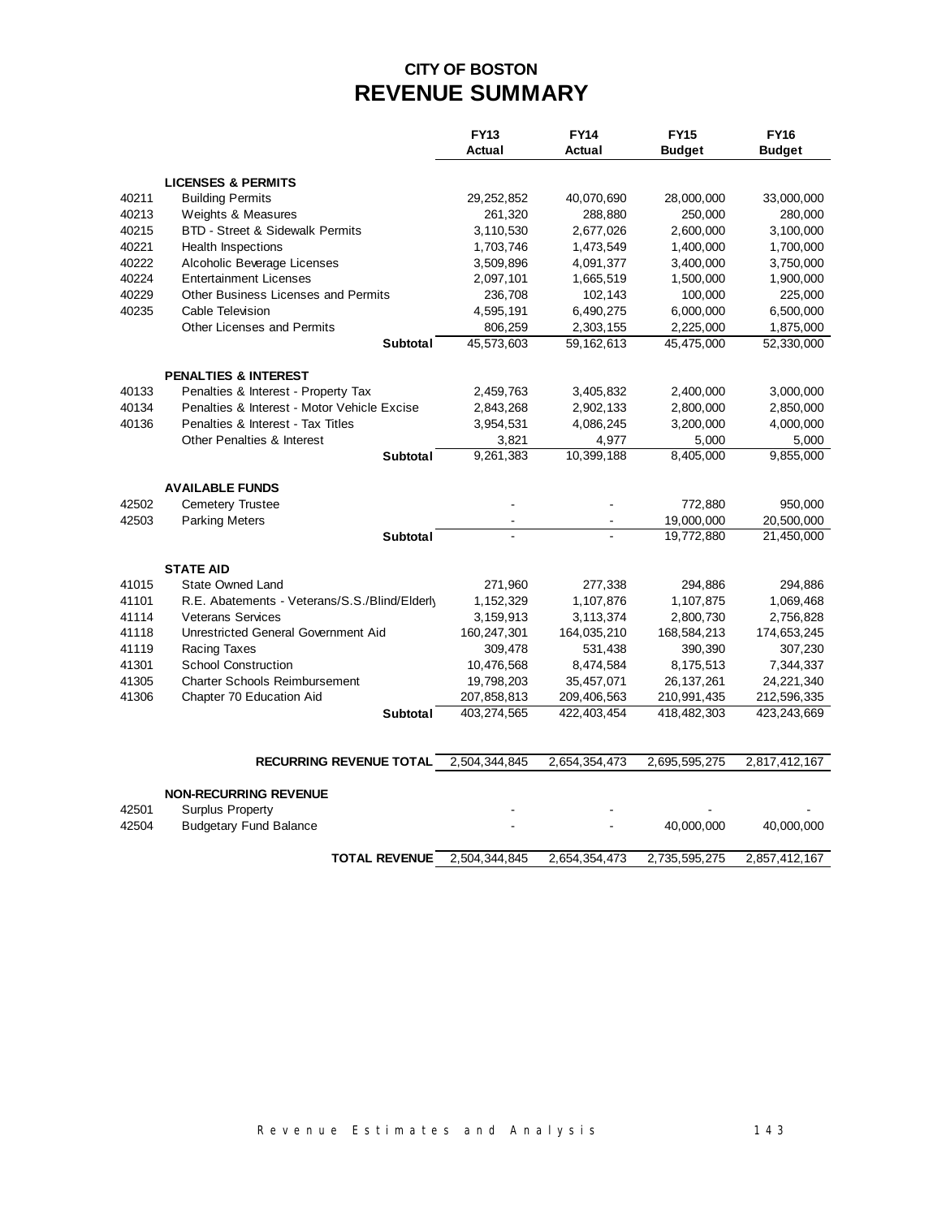# CITY OF BOSTON
## REVENUE SUMMARY

| | | FY13 Actual | FY14 Actual | FY15 Budget | FY16 Budget |
|---|---|---|---|---|---|
| | **LICENSES & PERMITS** | | | | |
| 40211 | Building Permits | 29,252,852 | 40,070,690 | 28,000,000 | 33,000,000 |
| 40213 | Weights & Measures | 261,320 | 288,880 | 250,000 | 280,000 |
| 40215 | BTD - Street & Sidewalk Permits | 3,110,530 | 2,677,026 | 2,600,000 | 3,100,000 |
| 40221 | Health Inspections | 1,703,746 | 1,473,549 | 1,400,000 | 1,700,000 |
| 40222 | Alcoholic Beverage Licenses | 3,509,896 | 4,091,377 | 3,400,000 | 3,750,000 |
| 40224 | Entertainment Licenses | 2,097,101 | 1,665,519 | 1,500,000 | 1,900,000 |
| 40229 | Other Business Licenses and Permits | 236,708 | 102,143 | 100,000 | 225,000 |
| 40235 | Cable Television | 4,595,191 | 6,490,275 | 6,000,000 | 6,500,000 |
| | Other Licenses and Permits | 806,259 | 2,303,155 | 2,225,000 | 1,875,000 |
| | **Subtotal** | 45,573,603 | 59,162,613 | 45,475,000 | 52,330,000 |
| | **PENALTIES & INTEREST** | | | | |
| 40133 | Penalties & Interest - Property Tax | 2,459,763 | 3,405,832 | 2,400,000 | 3,000,000 |
| 40134 | Penalties & Interest - Motor Vehicle Excise | 2,843,268 | 2,902,133 | 2,800,000 | 2,850,000 |
| 40136 | Penalties & Interest - Tax Titles | 3,954,531 | 4,086,245 | 3,200,000 | 4,000,000 |
| | Other Penalties & Interest | 3,821 | 4,977 | 5,000 | 5,000 |
| | **Subtotal** | 9,261,383 | 10,399,188 | 8,405,000 | 9,855,000 |
| | **AVAILABLE FUNDS** | | | | |
| 42502 | Cemetery Trustee | - | - | 772,880 | 950,000 |
| 42503 | Parking Meters | - | - | 19,000,000 | 20,500,000 |
| | **Subtotal** | - | - | 19,772,880 | 21,450,000 |
| | **STATE AID** | | | | |
| 41015 | State Owned Land | 271,960 | 277,338 | 294,886 | 294,886 |
| 41101 | R.E. Abatements - Veterans/S.S./Blind/Elderly | 1,152,329 | 1,107,876 | 1,107,875 | 1,069,468 |
| 41114 | Veterans Services | 3,159,913 | 3,113,374 | 2,800,730 | 2,756,828 |
| 41118 | Unrestricted General Government Aid | 160,247,301 | 164,035,210 | 168,584,213 | 174,653,245 |
| 41119 | Racing Taxes | 309,478 | 531,438 | 390,390 | 307,230 |
| 41301 | School Construction | 10,476,568 | 8,474,584 | 8,175,513 | 7,344,337 |
| 41305 | Charter Schools Reimbursement | 19,798,203 | 35,457,071 | 26,137,261 | 24,221,340 |
| 41306 | Chapter 70 Education Aid | 207,858,813 | 209,406,563 | 210,991,435 | 212,596,335 |
| | **Subtotal** | 403,274,565 | 422,403,454 | 418,482,303 | 423,243,669 |
| | **RECURRING REVENUE TOTAL** | 2,504,344,845 | 2,654,354,473 | 2,695,595,275 | 2,817,412,167 |
| | **NON-RECURRING REVENUE** | | | | |
| 42501 | Surplus Property | - | - | - | - |
| 42504 | Budgetary Fund Balance | - | - | 40,000,000 | 40,000,000 |
| | **TOTAL REVENUE** | 2,504,344,845 | 2,654,354,473 | 2,735,595,275 | 2,857,412,167 |